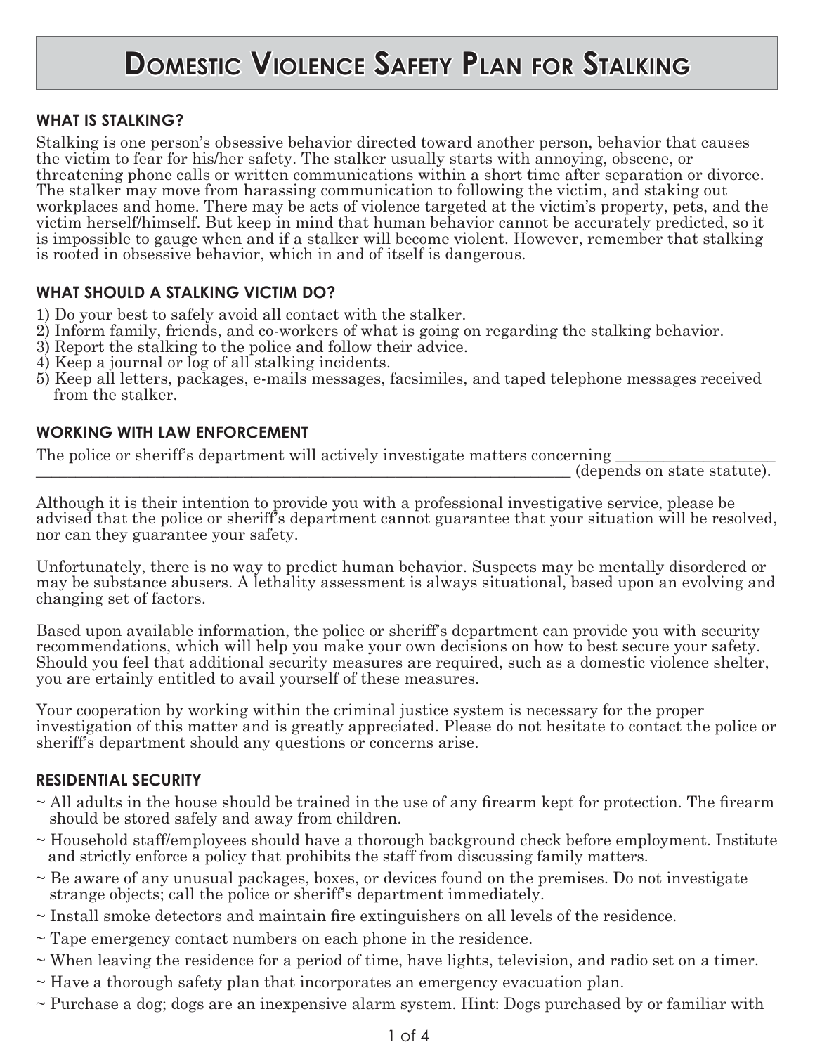# Domestic Violence Safety Plan for Stalking

## WHAT IS STALKING?

Stalking is one person's obsessive behavior directed toward another person, behavior that causes the victim to fear for his/her safety. The stalker usually starts with annoying, obscene, or threatening phone calls or written communications within a short time after separation or divorce. The stalker may move from harassing communication to following the victim, and staking out workplaces and home. There may be acts of violence targeted at the victim's property, pets, and the victim herself/himself. But keep in mind that human behavior cannot be accurately predicted, so it is impossible to gauge when and if a stalker will become violent. However, remember that stalking is rooted in obsessive behavior, which in and of itself is dangerous.

## WHAT SHOULD A STALKING VICTIM DO?

1) Do your best to safely avoid all contact with the stalker.
2) Inform family, friends, and co-workers of what is going on regarding the stalking behavior.
3) Report the stalking to the police and follow their advice.
4) Keep a journal or log of all stalking incidents.
5) Keep all letters, packages, e-mails messages, facsimiles, and taped telephone messages received from the stalker.

## WORKING WITH LAW ENFORCEMENT

The police or sheriff's department will actively investigate matters concerning ____________________ ________________________________________________________________________ (depends on state statute).

Although it is their intention to provide you with a professional investigative service, please be advised that the police or sheriff's department cannot guarantee that your situation will be resolved, nor can they guarantee your safety.

Unfortunately, there is no way to predict human behavior. Suspects may be mentally disordered or may be substance abusers. A lethality assessment is always situational, based upon an evolving and changing set of factors.

Based upon available information, the police or sheriff's department can provide you with security recommendations, which will help you make your own decisions on how to best secure your safety. Should you feel that additional security measures are required, such as a domestic violence shelter, you are ertainly entitled to avail yourself of these measures.

Your cooperation by working within the criminal justice system is necessary for the proper investigation of this matter and is greatly appreciated. Please do not hesitate to contact the police or sheriff's department should any questions or concerns arise.

## RESIDENTIAL SECURITY

~ All adults in the house should be trained in the use of any firearm kept for protection. The firearm should be stored safely and away from children.

~ Household staff/employees should have a thorough background check before employment. Institute and strictly enforce a policy that prohibits the staff from discussing family matters.

~ Be aware of any unusual packages, boxes, or devices found on the premises. Do not investigate strange objects; call the police or sheriff's department immediately.

~ Install smoke detectors and maintain fire extinguishers on all levels of the residence.

~ Tape emergency contact numbers on each phone in the residence.

~ When leaving the residence for a period of time, have lights, television, and radio set on a timer.

~ Have a thorough safety plan that incorporates an emergency evacuation plan.

~ Purchase a dog; dogs are an inexpensive alarm system. Hint: Dogs purchased by or familiar with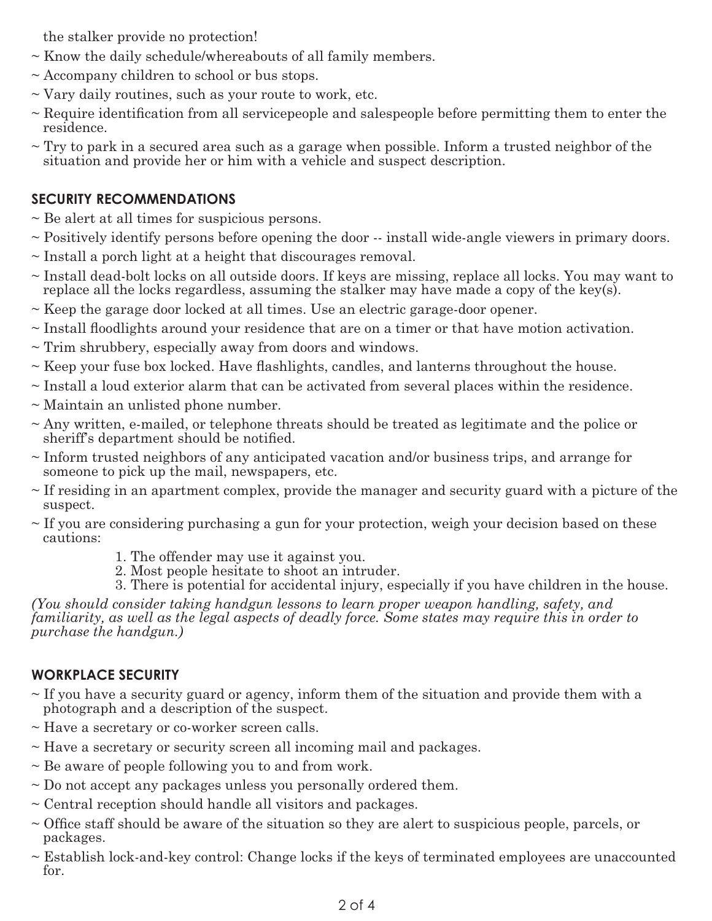the stalker provide no protection!

~ Know the daily schedule/whereabouts of all family members.

~ Accompany children to school or bus stops.

~ Vary daily routines, such as your route to work, etc.

~ Require identification from all servicepeople and salespeople before permitting them to enter the residence.

~ Try to park in a secured area such as a garage when possible. Inform a trusted neighbor of the situation and provide her or him with a vehicle and suspect description.

## SECURITY RECOMMENDATIONS

~ Be alert at all times for suspicious persons.

~ Positively identify persons before opening the door -- install wide-angle viewers in primary doors.

~ Install a porch light at a height that discourages removal.

~ Install dead-bolt locks on all outside doors. If keys are missing, replace all locks. You may want to replace all the locks regardless, assuming the stalker may have made a copy of the key(s).

~ Keep the garage door locked at all times. Use an electric garage-door opener.

~ Install floodlights around your residence that are on a timer or that have motion activation.

~ Trim shrubbery, especially away from doors and windows.

~ Keep your fuse box locked. Have flashlights, candles, and lanterns throughout the house.

~ Install a loud exterior alarm that can be activated from several places within the residence.

~ Maintain an unlisted phone number.

~ Any written, e-mailed, or telephone threats should be treated as legitimate and the police or sheriff's department should be notified.

~ Inform trusted neighbors of any anticipated vacation and/or business trips, and arrange for someone to pick up the mail, newspapers, etc.

~ If residing in an apartment complex, provide the manager and security guard with a picture of the suspect.

~ If you are considering purchasing a gun for your protection, weigh your decision based on these cautions:

1. The offender may use it against you.
2. Most people hesitate to shoot an intruder.
3. There is potential for accidental injury, especially if you have children in the house.

*(You should consider taking handgun lessons to learn proper weapon handling, safety, and familiarity, as well as the legal aspects of deadly force. Some states may require this in order to purchase the handgun.)*

## WORKPLACE SECURITY

~ If you have a security guard or agency, inform them of the situation and provide them with a photograph and a description of the suspect.

~ Have a secretary or co-worker screen calls.

~ Have a secretary or security screen all incoming mail and packages.

~ Be aware of people following you to and from work.

~ Do not accept any packages unless you personally ordered them.

~ Central reception should handle all visitors and packages.

~ Office staff should be aware of the situation so they are alert to suspicious people, parcels, or packages.

~ Establish lock-and-key control: Change locks if the keys of terminated employees are unaccounted for.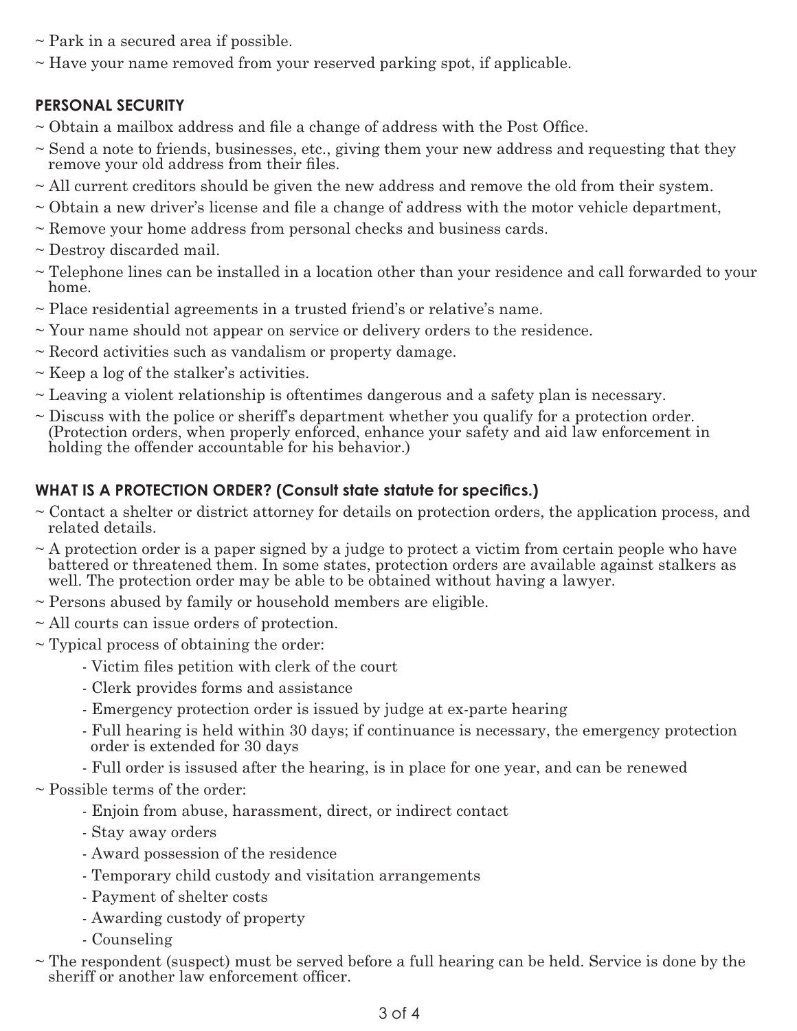~ Park in a secured area if possible.

~ Have your name removed from your reserved parking spot, if applicable.

## PERSONAL SECURITY

~ Obtain a mailbox address and file a change of address with the Post Office.

~ Send a note to friends, businesses, etc., giving them your new address and requesting that they remove your old address from their files.

~ All current creditors should be given the new address and remove the old from their system.

~ Obtain a new driver's license and file a change of address with the motor vehicle department,

~ Remove your home address from personal checks and business cards.

~ Destroy discarded mail.

~ Telephone lines can be installed in a location other than your residence and call forwarded to your home.

~ Place residential agreements in a trusted friend's or relative's name.

~ Your name should not appear on service or delivery orders to the residence.

~ Record activities such as vandalism or property damage.

~ Keep a log of the stalker's activities.

~ Leaving a violent relationship is oftentimes dangerous and a safety plan is necessary.

~ Discuss with the police or sheriff's department whether you qualify for a protection order. (Protection orders, when properly enforced, enhance your safety and aid law enforcement in holding the offender accountable for his behavior.)

## WHAT IS A PROTECTION ORDER? (Consult state statute for specifics.)

~ Contact a shelter or district attorney for details on protection orders, the application process, and related details.

~ A protection order is a paper signed by a judge to protect a victim from certain people who have battered or threatened them. In some states, protection orders are available against stalkers as well. The protection order may be able to be obtained without having a lawyer.

~ Persons abused by family or household members are eligible.

~ All courts can issue orders of protection.

~ Typical process of obtaining the order:

- Victim files petition with clerk of the court
- Clerk provides forms and assistance
- Emergency protection order is issued by judge at ex-parte hearing
- Full hearing is held within 30 days; if continuance is necessary, the emergency protection order is extended for 30 days
- Full order is issued after the hearing, is in place for one year, and can be renewed

~ Possible terms of the order:

- Enjoin from abuse, harassment, direct, or indirect contact
- Stay away orders
- Award possession of the residence
- Temporary child custody and visitation arrangements
- Payment of shelter costs
- Awarding custody of property
- Counseling

~ The respondent (suspect) must be served before a full hearing can be held. Service is done by the sheriff or another law enforcement officer.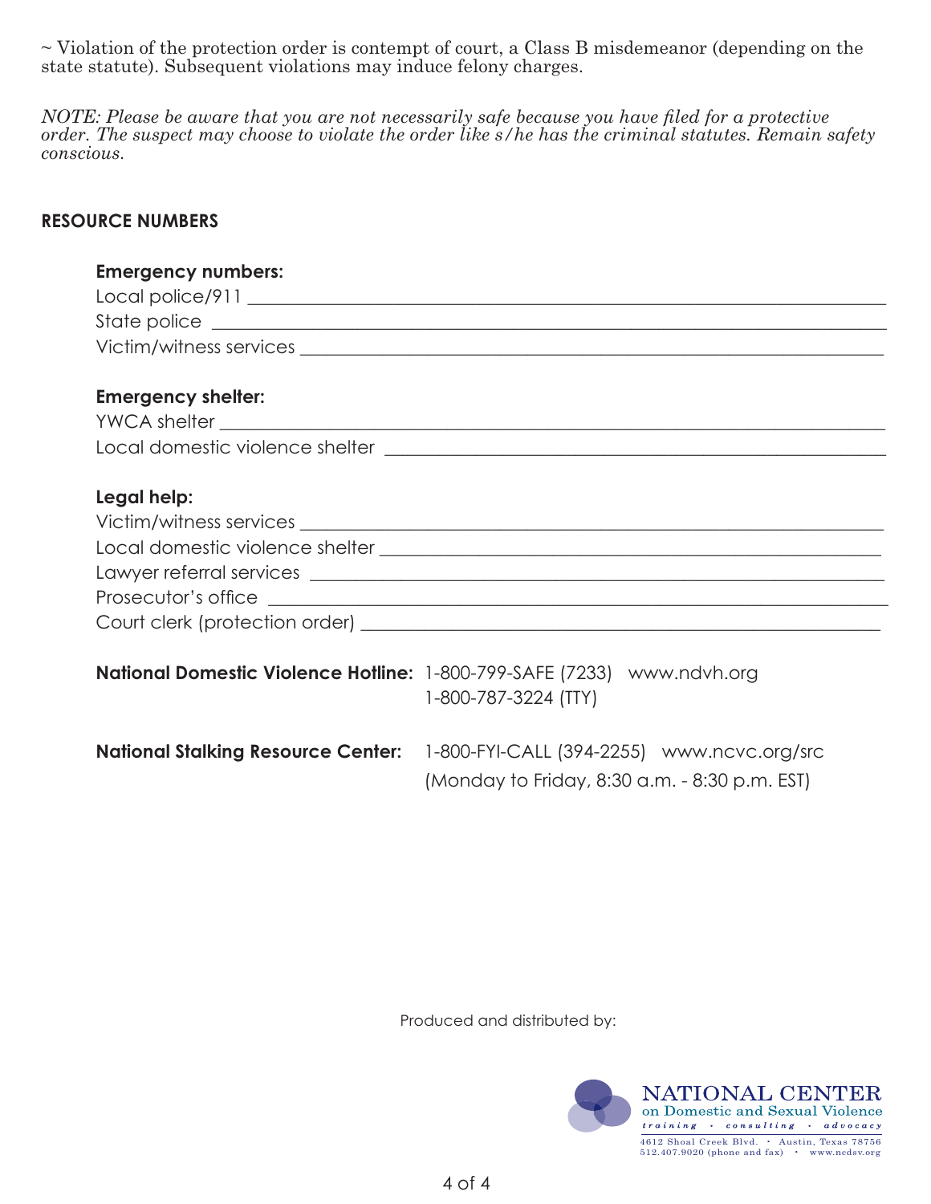~ Violation of the protection order is contempt of court, a Class B misdemeanor (depending on the state statute). Subsequent violations may induce felony charges.

*NOTE: Please be aware that you are not necessarily safe because you have filed for a protective order. The suspect may choose to violate the order like s/he has the criminal statutes. Remain safety conscious.*

## RESOURCE NUMBERS

**Emergency numbers:**

Local police/911 ____________________________________________

State police ____________________________________________

Victim/witness services ____________________________________________

**Emergency shelter:**

YWCA shelter ____________________________________________

Local domestic violence shelter ____________________________________________

**Legal help:**

Victim/witness services ____________________________________________

Local domestic violence shelter ____________________________________________

Lawyer referral services ____________________________________________

Prosecutor's office ____________________________________________

Court clerk (protection order) ____________________________________________

**National Domestic Violence Hotline:** 1-800-799-SAFE (7233) www.ndvh.org
1-800-787-3224 (TTY)

**National Stalking Resource Center:** 1-800-FYI-CALL (394-2255) www.ncvc.org/src
(Monday to Friday, 8:30 a.m. - 8:30 p.m. EST)

Produced and distributed by:

NATIONAL CENTER
on Domestic and Sexual Violence
training · consulting · advocacy
4612 Shoal Creek Blvd. · Austin, Texas 78756
512.407.9020 (phone and fax) · www.ncdsv.org